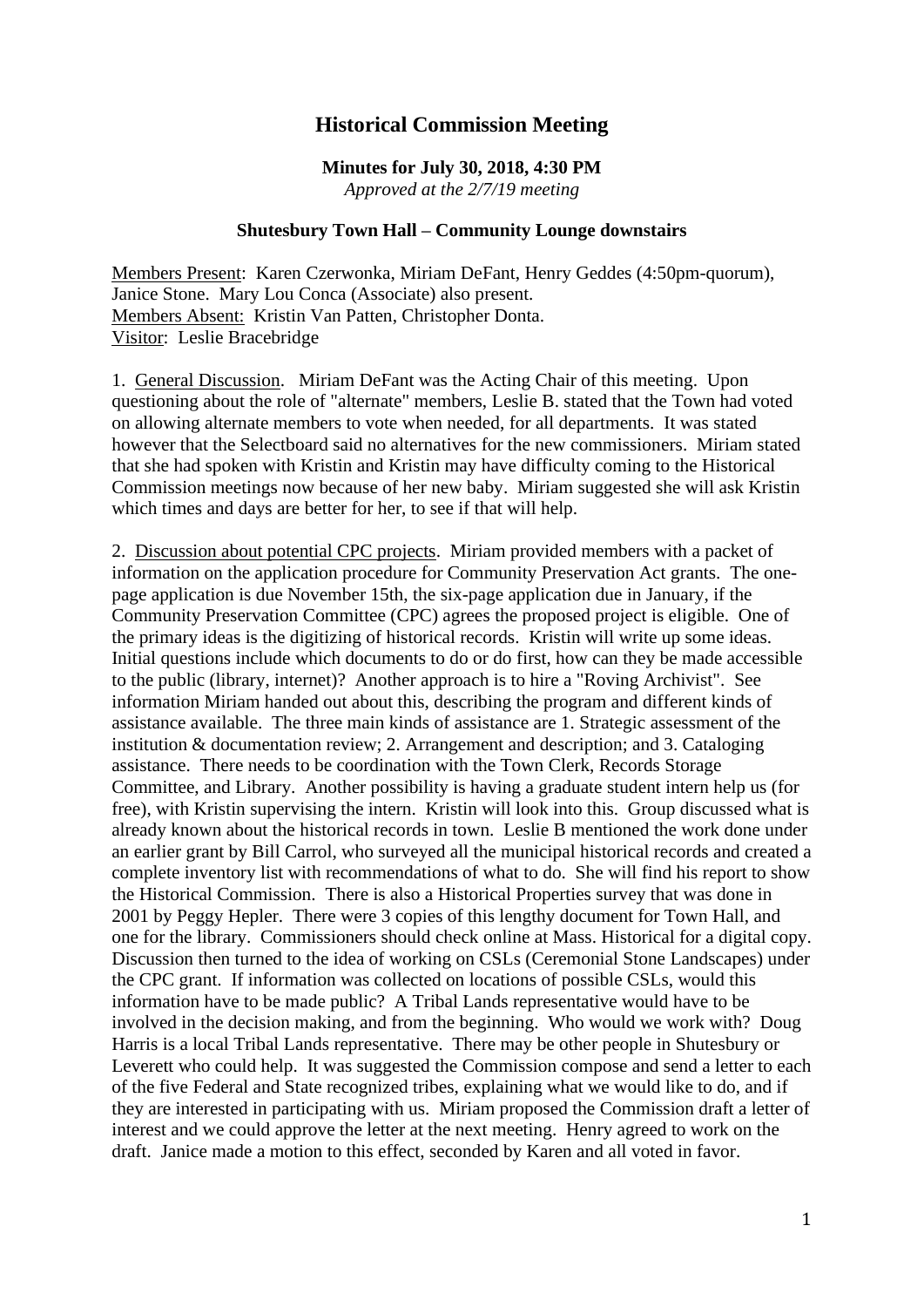# Historical Commission Meeting

**Minutes for July 30, 2018, 4:30 PM**

*Approved at the 2/7/19 meeting*

**Shutesbury Town Hall – Community Lounge downstairs**

Members Present: Karen Czerwonka, Miriam DeFant, Henry Geddes (4:50pm-quorum), Janice Stone. Mary Lou Conca (Associate) also present.
Members Absent: Kristin Van Patten, Christopher Donta.
Visitor: Leslie Bracebridge

1. General Discussion. Miriam DeFant was the Acting Chair of this meeting. Upon questioning about the role of "alternate" members, Leslie B. stated that the Town had voted on allowing alternate members to vote when needed, for all departments. It was stated however that the Selectboard said no alternatives for the new commissioners. Miriam stated that she had spoken with Kristin and Kristin may have difficulty coming to the Historical Commission meetings now because of her new baby. Miriam suggested she will ask Kristin which times and days are better for her, to see if that will help.

2. Discussion about potential CPC projects. Miriam provided members with a packet of information on the application procedure for Community Preservation Act grants. The one-page application is due November 15th, the six-page application due in January, if the Community Preservation Committee (CPC) agrees the proposed project is eligible. One of the primary ideas is the digitizing of historical records. Kristin will write up some ideas. Initial questions include which documents to do or do first, how can they be made accessible to the public (library, internet)? Another approach is to hire a "Roving Archivist". See information Miriam handed out about this, describing the program and different kinds of assistance available. The three main kinds of assistance are 1. Strategic assessment of the institution & documentation review; 2. Arrangement and description; and 3. Cataloging assistance. There needs to be coordination with the Town Clerk, Records Storage Committee, and Library. Another possibility is having a graduate student intern help us (for free), with Kristin supervising the intern. Kristin will look into this. Group discussed what is already known about the historical records in town. Leslie B mentioned the work done under an earlier grant by Bill Carrol, who surveyed all the municipal historical records and created a complete inventory list with recommendations of what to do. She will find his report to show the Historical Commission. There is also a Historical Properties survey that was done in 2001 by Peggy Hepler. There were 3 copies of this lengthy document for Town Hall, and one for the library. Commissioners should check online at Mass. Historical for a digital copy. Discussion then turned to the idea of working on CSLs (Ceremonial Stone Landscapes) under the CPC grant. If information was collected on locations of possible CSLs, would this information have to be made public? A Tribal Lands representative would have to be involved in the decision making, and from the beginning. Who would we work with? Doug Harris is a local Tribal Lands representative. There may be other people in Shutesbury or Leverett who could help. It was suggested the Commission compose and send a letter to each of the five Federal and State recognized tribes, explaining what we would like to do, and if they are interested in participating with us. Miriam proposed the Commission draft a letter of interest and we could approve the letter at the next meeting. Henry agreed to work on the draft. Janice made a motion to this effect, seconded by Karen and all voted in favor.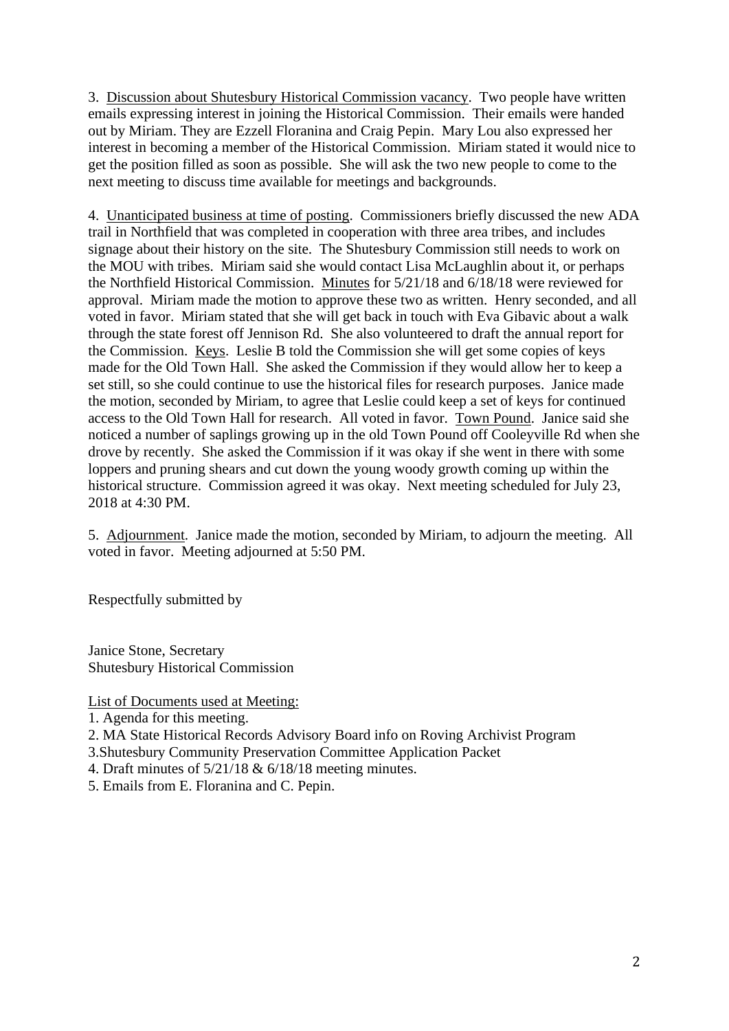3. <u>Discussion about Shutesbury Historical Commission vacancy</u>. Two people have written emails expressing interest in joining the Historical Commission. Their emails were handed out by Miriam. They are Ezzell Floranina and Craig Pepin. Mary Lou also expressed her interest in becoming a member of the Historical Commission. Miriam stated it would nice to get the position filled as soon as possible. She will ask the two new people to come to the next meeting to discuss time available for meetings and backgrounds.

4. <u>Unanticipated business at time of posting</u>. Commissioners briefly discussed the new ADA trail in Northfield that was completed in cooperation with three area tribes, and includes signage about their history on the site. The Shutesbury Commission still needs to work on the MOU with tribes. Miriam said she would contact Lisa McLaughlin about it, or perhaps the Northfield Historical Commission. <u>Minutes</u> for 5/21/18 and 6/18/18 were reviewed for approval. Miriam made the motion to approve these two as written. Henry seconded, and all voted in favor. Miriam stated that she will get back in touch with Eva Gibavic about a walk through the state forest off Jennison Rd. She also volunteered to draft the annual report for the Commission. <u>Keys</u>. Leslie B told the Commission she will get some copies of keys made for the Old Town Hall. She asked the Commission if they would allow her to keep a set still, so she could continue to use the historical files for research purposes. Janice made the motion, seconded by Miriam, to agree that Leslie could keep a set of keys for continued access to the Old Town Hall for research. All voted in favor. <u>Town Pound</u>. Janice said she noticed a number of saplings growing up in the old Town Pound off Cooleyville Rd when she drove by recently. She asked the Commission if it was okay if she went in there with some loppers and pruning shears and cut down the young woody growth coming up within the historical structure. Commission agreed it was okay. Next meeting scheduled for July 23, 2018 at 4:30 PM.

5. <u>Adjournment</u>. Janice made the motion, seconded by Miriam, to adjourn the meeting. All voted in favor. Meeting adjourned at 5:50 PM.

Respectfully submitted by

Janice Stone, Secretary
Shutesbury Historical Commission

<u>List of Documents used at Meeting:</u>

1. Agenda for this meeting.
2. MA State Historical Records Advisory Board info on Roving Archivist Program
3. Shutesbury Community Preservation Committee Application Packet
4. Draft minutes of 5/21/18 & 6/18/18 meeting minutes.
5. Emails from E. Floranina and C. Pepin.